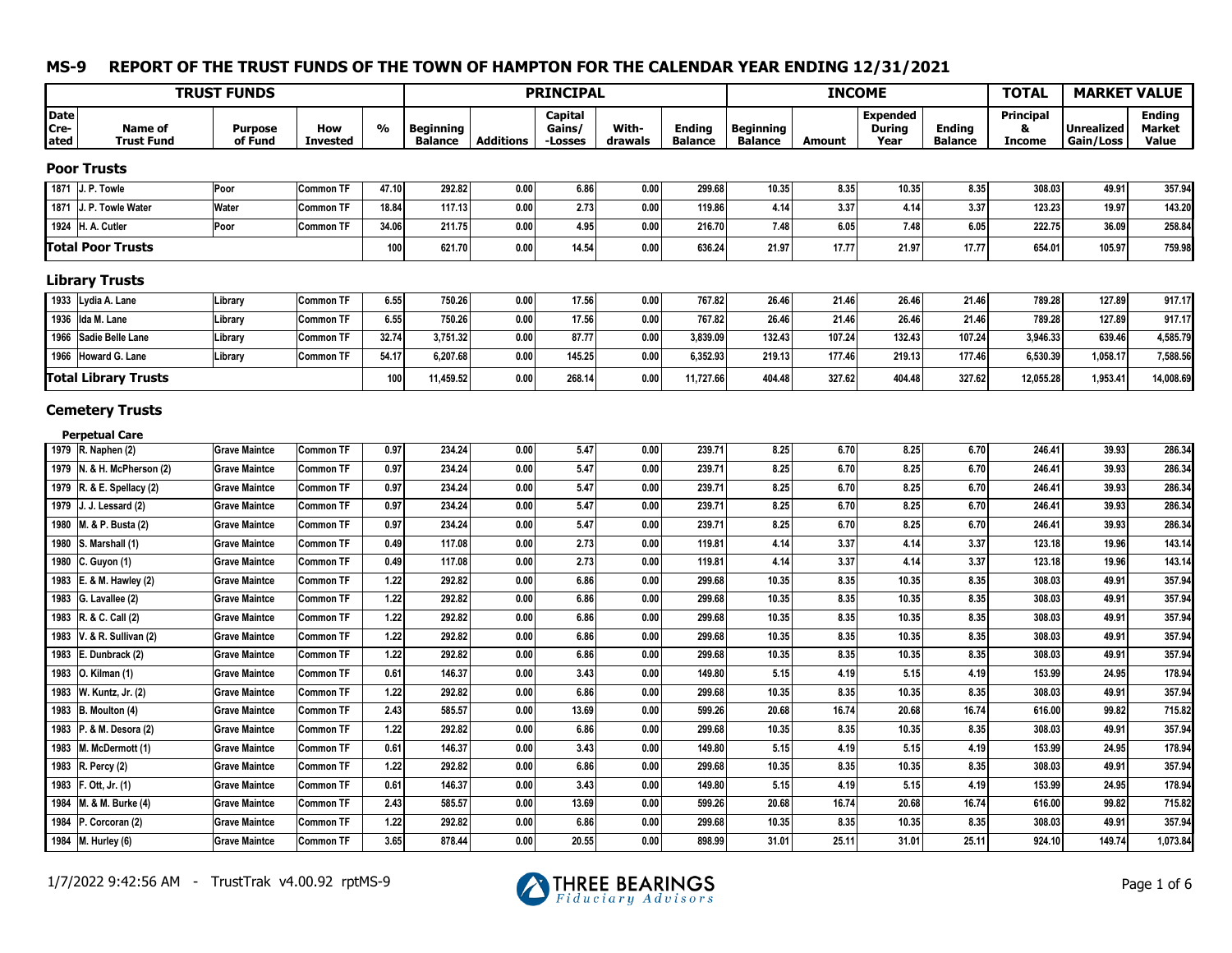## MS-9 REPORT OF THE TRUST FUNDS OF THE TOWN OF HAMPTON FOR THE CALENDAR YEAR ENDING 12/31/2021

| TRUST FUNDS | | | | | PRINCIPAL | | | | | INCOME | | | | TOTAL | MARKET VALUE | |
|---|---|---|---|---|---|---|---|---|---|---|---|---|---|---|---|---|
| Date Cre-ated | Name of Trust Fund | Purpose of Fund | How Invested | % | Beginning Balance | Additions | Capital Gains/ -Losses | With-drawals | Ending Balance | Beginning Balance | Amount | Expended During Year | Ending Balance | Principal & Income | Unrealized Gain/Loss | Ending Market Value |
| **Poor Trusts** | | | | | | | | | | | | | | | | |
| 1871 | J. P. Towle | Poor | Common TF | 47.10 | 292.82 | 0.00 | 6.86 | 0.00 | 299.68 | 10.35 | 8.35 | 10.35 | 8.35 | 308.03 | 49.91 | 357.94 |
| 1871 | J. P. Towle Water | Water | Common TF | 18.84 | 117.13 | 0.00 | 2.73 | 0.00 | 119.86 | 4.14 | 3.37 | 4.14 | 3.37 | 123.23 | 19.97 | 143.20 |
| 1924 | H. A. Cutler | Poor | Common TF | 34.06 | 211.75 | 0.00 | 4.95 | 0.00 | 216.70 | 7.48 | 6.05 | 7.48 | 6.05 | 222.75 | 36.09 | 258.84 |
| **Total Poor Trusts** | | | | 100 | 621.70 | 0.00 | 14.54 | 0.00 | 636.24 | 21.97 | 17.77 | 21.97 | 17.77 | 654.01 | 105.97 | 759.98 |
| **Library Trusts** | | | | | | | | | | | | | | | | |
| 1933 | Lydia A. Lane | Library | Common TF | 6.55 | 750.26 | 0.00 | 17.56 | 0.00 | 767.82 | 26.46 | 21.46 | 26.46 | 21.46 | 789.28 | 127.89 | 917.17 |
| 1936 | Ida M. Lane | Library | Common TF | 6.55 | 750.26 | 0.00 | 17.56 | 0.00 | 767.82 | 26.46 | 21.46 | 26.46 | 21.46 | 789.28 | 127.89 | 917.17 |
| 1966 | Sadie Belle Lane | Library | Common TF | 32.74 | 3,751.32 | 0.00 | 87.77 | 0.00 | 3,839.09 | 132.43 | 107.24 | 132.43 | 107.24 | 3,946.33 | 639.46 | 4,585.79 |
| 1966 | Howard G. Lane | Library | Common TF | 54.17 | 6,207.68 | 0.00 | 145.25 | 0.00 | 6,352.93 | 219.13 | 177.46 | 219.13 | 177.46 | 6,530.39 | 1,058.17 | 7,588.56 |
| **Total Library Trusts** | | | | 100 | 11,459.52 | 0.00 | 268.14 | 0.00 | 11,727.66 | 404.48 | 327.62 | 404.48 | 327.62 | 12,055.28 | 1,953.41 | 14,008.69 |
| **Cemetery Trusts** | | | | | | | | | | | | | | | | |
| **Perpetual Care** | | | | | | | | | | | | | | | | |
| 1979 | R. Naphen (2) | Grave Maintce | Common TF | 0.97 | 234.24 | 0.00 | 5.47 | 0.00 | 239.71 | 8.25 | 6.70 | 8.25 | 6.70 | 246.41 | 39.93 | 286.34 |
| 1979 | N. & H. McPherson (2) | Grave Maintce | Common TF | 0.97 | 234.24 | 0.00 | 5.47 | 0.00 | 239.71 | 8.25 | 6.70 | 8.25 | 6.70 | 246.41 | 39.93 | 286.34 |
| 1979 | R. & E. Spellacy (2) | Grave Maintce | Common TF | 0.97 | 234.24 | 0.00 | 5.47 | 0.00 | 239.71 | 8.25 | 6.70 | 8.25 | 6.70 | 246.41 | 39.93 | 286.34 |
| 1979 | J. J. Lessard (2) | Grave Maintce | Common TF | 0.97 | 234.24 | 0.00 | 5.47 | 0.00 | 239.71 | 8.25 | 6.70 | 8.25 | 6.70 | 246.41 | 39.93 | 286.34 |
| 1980 | M. & P. Busta (2) | Grave Maintce | Common TF | 0.97 | 234.24 | 0.00 | 5.47 | 0.00 | 239.71 | 8.25 | 6.70 | 8.25 | 6.70 | 246.41 | 39.93 | 286.34 |
| 1980 | S. Marshall (1) | Grave Maintce | Common TF | 0.49 | 117.08 | 0.00 | 2.73 | 0.00 | 119.81 | 4.14 | 3.37 | 4.14 | 3.37 | 123.18 | 19.96 | 143.14 |
| 1980 | C. Guyon (1) | Grave Maintce | Common TF | 0.49 | 117.08 | 0.00 | 2.73 | 0.00 | 119.81 | 4.14 | 3.37 | 4.14 | 3.37 | 123.18 | 19.96 | 143.14 |
| 1983 | E. & M. Hawley (2) | Grave Maintce | Common TF | 1.22 | 292.82 | 0.00 | 6.86 | 0.00 | 299.68 | 10.35 | 8.35 | 10.35 | 8.35 | 308.03 | 49.91 | 357.94 |
| 1983 | G. Lavallee (2) | Grave Maintce | Common TF | 1.22 | 292.82 | 0.00 | 6.86 | 0.00 | 299.68 | 10.35 | 8.35 | 10.35 | 8.35 | 308.03 | 49.91 | 357.94 |
| 1983 | R. & C. Call (2) | Grave Maintce | Common TF | 1.22 | 292.82 | 0.00 | 6.86 | 0.00 | 299.68 | 10.35 | 8.35 | 10.35 | 8.35 | 308.03 | 49.91 | 357.94 |
| 1983 | V. & R. Sullivan (2) | Grave Maintce | Common TF | 1.22 | 292.82 | 0.00 | 6.86 | 0.00 | 299.68 | 10.35 | 8.35 | 10.35 | 8.35 | 308.03 | 49.91 | 357.94 |
| 1983 | E. Dunbrack (2) | Grave Maintce | Common TF | 1.22 | 292.82 | 0.00 | 6.86 | 0.00 | 299.68 | 10.35 | 8.35 | 10.35 | 8.35 | 308.03 | 49.91 | 357.94 |
| 1983 | O. Kilman (1) | Grave Maintce | Common TF | 0.61 | 146.37 | 0.00 | 3.43 | 0.00 | 149.80 | 5.15 | 4.19 | 5.15 | 4.19 | 153.99 | 24.95 | 178.94 |
| 1983 | W. Kuntz, Jr. (2) | Grave Maintce | Common TF | 1.22 | 292.82 | 0.00 | 6.86 | 0.00 | 299.68 | 10.35 | 8.35 | 10.35 | 8.35 | 308.03 | 49.91 | 357.94 |
| 1983 | B. Moulton (4) | Grave Maintce | Common TF | 2.43 | 585.57 | 0.00 | 13.69 | 0.00 | 599.26 | 20.68 | 16.74 | 20.68 | 16.74 | 616.00 | 99.82 | 715.82 |
| 1983 | P. & M. Desora (2) | Grave Maintce | Common TF | 1.22 | 292.82 | 0.00 | 6.86 | 0.00 | 299.68 | 10.35 | 8.35 | 10.35 | 8.35 | 308.03 | 49.91 | 357.94 |
| 1983 | M. McDermott (1) | Grave Maintce | Common TF | 0.61 | 146.37 | 0.00 | 3.43 | 0.00 | 149.80 | 5.15 | 4.19 | 5.15 | 4.19 | 153.99 | 24.95 | 178.94 |
| 1983 | R. Percy (2) | Grave Maintce | Common TF | 1.22 | 292.82 | 0.00 | 6.86 | 0.00 | 299.68 | 10.35 | 8.35 | 10.35 | 8.35 | 308.03 | 49.91 | 357.94 |
| 1983 | F. Ott, Jr. (1) | Grave Maintce | Common TF | 0.61 | 146.37 | 0.00 | 3.43 | 0.00 | 149.80 | 5.15 | 4.19 | 5.15 | 4.19 | 153.99 | 24.95 | 178.94 |
| 1984 | M. & M. Burke (4) | Grave Maintce | Common TF | 2.43 | 585.57 | 0.00 | 13.69 | 0.00 | 599.26 | 20.68 | 16.74 | 20.68 | 16.74 | 616.00 | 99.82 | 715.82 |
| 1984 | P. Corcoran (2) | Grave Maintce | Common TF | 1.22 | 292.82 | 0.00 | 6.86 | 0.00 | 299.68 | 10.35 | 8.35 | 10.35 | 8.35 | 308.03 | 49.91 | 357.94 |
| 1984 | M. Hurley (6) | Grave Maintce | Common TF | 3.65 | 878.44 | 0.00 | 20.55 | 0.00 | 898.99 | 31.01 | 25.11 | 31.01 | 25.11 | 924.10 | 149.74 | 1,073.84 |

1/7/2022 9:42:56 AM - TrustTrak v4.00.92 rptMS-9

THREE BEARINGS Fiduciary Advisors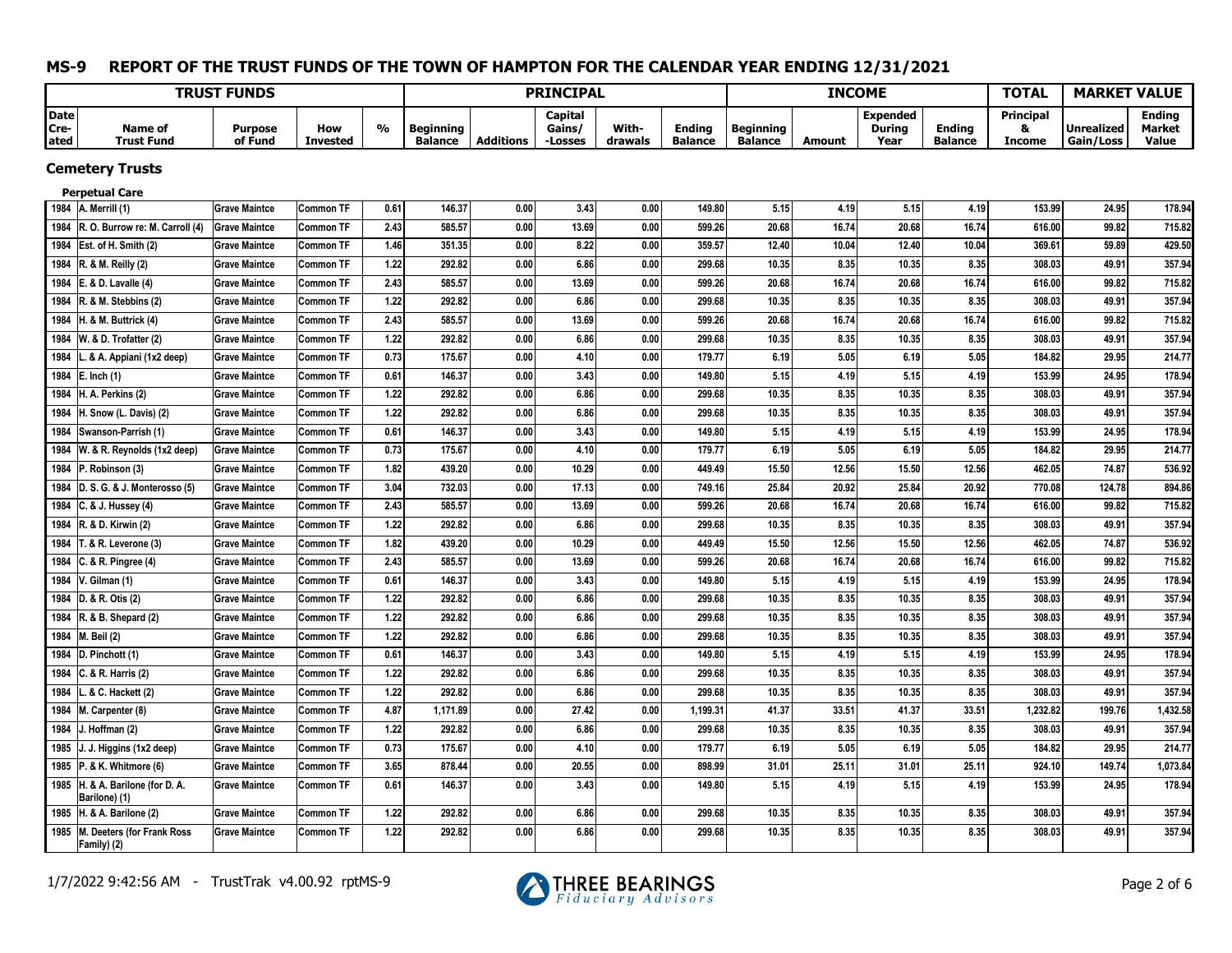## MS-9 REPORT OF THE TRUST FUNDS OF THE TOWN OF HAMPTON FOR THE CALENDAR YEAR ENDING 12/31/2021

| TRUST FUNDS | | | | | PRINCIPAL | | | | | INCOME | | | | TOTAL | MARKET VALUE | |
|---|---|---|---|---|---|---|---|---|---|---|---|---|---|---|---|---|
| Date Cre-ated | Name of Trust Fund | Purpose of Fund | How Invested | % | Beginning Balance | Additions | Capital Gains/ -Losses | With-drawals | Ending Balance | Beginning Balance | Amount | Expended During Year | Ending Balance | Principal & Income | Unrealized Gain/Loss | Ending Market Value |
| **Cemetery Trusts** | | | | | | | | | | | | | | | | |
| **Perpetual Care** | | | | | | | | | | | | | | | | |
| 1984 | A. Merrill (1) | Grave Maintce | Common TF | 0.61 | 146.37 | 0.00 | 3.43 | 0.00 | 149.80 | 5.15 | 4.19 | 5.15 | 4.19 | 153.99 | 24.95 | 178.94 |
| 1984 | R. O. Burrow re: M. Carroll (4) | Grave Maintce | Common TF | 2.43 | 585.57 | 0.00 | 13.69 | 0.00 | 599.26 | 20.68 | 16.74 | 20.68 | 16.74 | 616.00 | 99.82 | 715.82 |
| 1984 | Est. of H. Smith (2) | Grave Maintce | Common TF | 1.46 | 351.35 | 0.00 | 8.22 | 0.00 | 359.57 | 12.40 | 10.04 | 12.40 | 10.04 | 369.61 | 59.89 | 429.50 |
| 1984 | R. & M. Reilly (2) | Grave Maintce | Common TF | 1.22 | 292.82 | 0.00 | 6.86 | 0.00 | 299.68 | 10.35 | 8.35 | 10.35 | 8.35 | 308.03 | 49.91 | 357.94 |
| 1984 | E. & D. Lavalle (4) | Grave Maintce | Common TF | 2.43 | 585.57 | 0.00 | 13.69 | 0.00 | 599.26 | 20.68 | 16.74 | 20.68 | 16.74 | 616.00 | 99.82 | 715.82 |
| 1984 | R. & M. Stebbins (2) | Grave Maintce | Common TF | 1.22 | 292.82 | 0.00 | 6.86 | 0.00 | 299.68 | 10.35 | 8.35 | 10.35 | 8.35 | 308.03 | 49.91 | 357.94 |
| 1984 | H. & M. Buttrick (4) | Grave Maintce | Common TF | 2.43 | 585.57 | 0.00 | 13.69 | 0.00 | 599.26 | 20.68 | 16.74 | 20.68 | 16.74 | 616.00 | 99.82 | 715.82 |
| 1984 | W. & D. Trofatter (2) | Grave Maintce | Common TF | 1.22 | 292.82 | 0.00 | 6.86 | 0.00 | 299.68 | 10.35 | 8.35 | 10.35 | 8.35 | 308.03 | 49.91 | 357.94 |
| 1984 | L. & A. Appiani (1x2 deep) | Grave Maintce | Common TF | 0.73 | 175.67 | 0.00 | 4.10 | 0.00 | 179.77 | 6.19 | 5.05 | 6.19 | 5.05 | 184.82 | 29.95 | 214.77 |
| 1984 | E. Inch (1) | Grave Maintce | Common TF | 0.61 | 146.37 | 0.00 | 3.43 | 0.00 | 149.80 | 5.15 | 4.19 | 5.15 | 4.19 | 153.99 | 24.95 | 178.94 |
| 1984 | H. A. Perkins (2) | Grave Maintce | Common TF | 1.22 | 292.82 | 0.00 | 6.86 | 0.00 | 299.68 | 10.35 | 8.35 | 10.35 | 8.35 | 308.03 | 49.91 | 357.94 |
| 1984 | H. Snow (L. Davis) (2) | Grave Maintce | Common TF | 1.22 | 292.82 | 0.00 | 6.86 | 0.00 | 299.68 | 10.35 | 8.35 | 10.35 | 8.35 | 308.03 | 49.91 | 357.94 |
| 1984 | Swanson-Parrish (1) | Grave Maintce | Common TF | 0.61 | 146.37 | 0.00 | 3.43 | 0.00 | 149.80 | 5.15 | 4.19 | 5.15 | 4.19 | 153.99 | 24.95 | 178.94 |
| 1984 | W. & R. Reynolds (1x2 deep) | Grave Maintce | Common TF | 0.73 | 175.67 | 0.00 | 4.10 | 0.00 | 179.77 | 6.19 | 5.05 | 6.19 | 5.05 | 184.82 | 29.95 | 214.77 |
| 1984 | P. Robinson (3) | Grave Maintce | Common TF | 1.82 | 439.20 | 0.00 | 10.29 | 0.00 | 449.49 | 15.50 | 12.56 | 15.50 | 12.56 | 462.05 | 74.87 | 536.92 |
| 1984 | D. S. G. & J. Monterosso (5) | Grave Maintce | Common TF | 3.04 | 732.03 | 0.00 | 17.13 | 0.00 | 749.16 | 25.84 | 20.92 | 25.84 | 20.92 | 770.08 | 124.78 | 894.86 |
| 1984 | C. & J. Hussey (4) | Grave Maintce | Common TF | 2.43 | 585.57 | 0.00 | 13.69 | 0.00 | 599.26 | 20.68 | 16.74 | 20.68 | 16.74 | 616.00 | 99.82 | 715.82 |
| 1984 | R. & D. Kirwin (2) | Grave Maintce | Common TF | 1.22 | 292.82 | 0.00 | 6.86 | 0.00 | 299.68 | 10.35 | 8.35 | 10.35 | 8.35 | 308.03 | 49.91 | 357.94 |
| 1984 | T. & R. Leverone (3) | Grave Maintce | Common TF | 1.82 | 439.20 | 0.00 | 10.29 | 0.00 | 449.49 | 15.50 | 12.56 | 15.50 | 12.56 | 462.05 | 74.87 | 536.92 |
| 1984 | C. & R. Pingree (4) | Grave Maintce | Common TF | 2.43 | 585.57 | 0.00 | 13.69 | 0.00 | 599.26 | 20.68 | 16.74 | 20.68 | 16.74 | 616.00 | 99.82 | 715.82 |
| 1984 | V. Gilman (1) | Grave Maintce | Common TF | 0.61 | 146.37 | 0.00 | 3.43 | 0.00 | 149.80 | 5.15 | 4.19 | 5.15 | 4.19 | 153.99 | 24.95 | 178.94 |
| 1984 | D. & R. Otis (2) | Grave Maintce | Common TF | 1.22 | 292.82 | 0.00 | 6.86 | 0.00 | 299.68 | 10.35 | 8.35 | 10.35 | 8.35 | 308.03 | 49.91 | 357.94 |
| 1984 | R. & B. Shepard (2) | Grave Maintce | Common TF | 1.22 | 292.82 | 0.00 | 6.86 | 0.00 | 299.68 | 10.35 | 8.35 | 10.35 | 8.35 | 308.03 | 49.91 | 357.94 |
| 1984 | M. Beil (2) | Grave Maintce | Common TF | 1.22 | 292.82 | 0.00 | 6.86 | 0.00 | 299.68 | 10.35 | 8.35 | 10.35 | 8.35 | 308.03 | 49.91 | 357.94 |
| 1984 | D. Pinchott (1) | Grave Maintce | Common TF | 0.61 | 146.37 | 0.00 | 3.43 | 0.00 | 149.80 | 5.15 | 4.19 | 5.15 | 4.19 | 153.99 | 24.95 | 178.94 |
| 1984 | C. & R. Harris (2) | Grave Maintce | Common TF | 1.22 | 292.82 | 0.00 | 6.86 | 0.00 | 299.68 | 10.35 | 8.35 | 10.35 | 8.35 | 308.03 | 49.91 | 357.94 |
| 1984 | L. & C. Hackett (2) | Grave Maintce | Common TF | 1.22 | 292.82 | 0.00 | 6.86 | 0.00 | 299.68 | 10.35 | 8.35 | 10.35 | 8.35 | 308.03 | 49.91 | 357.94 |
| 1984 | M. Carpenter (8) | Grave Maintce | Common TF | 4.87 | 1,171.89 | 0.00 | 27.42 | 0.00 | 1,199.31 | 41.37 | 33.51 | 41.37 | 33.51 | 1,232.82 | 199.76 | 1,432.58 |
| 1984 | J. Hoffman (2) | Grave Maintce | Common TF | 1.22 | 292.82 | 0.00 | 6.86 | 0.00 | 299.68 | 10.35 | 8.35 | 10.35 | 8.35 | 308.03 | 49.91 | 357.94 |
| 1985 | J. J. Higgins (1x2 deep) | Grave Maintce | Common TF | 0.73 | 175.67 | 0.00 | 4.10 | 0.00 | 179.77 | 6.19 | 5.05 | 6.19 | 5.05 | 184.82 | 29.95 | 214.77 |
| 1985 | P. & K. Whitmore (6) | Grave Maintce | Common TF | 3.65 | 878.44 | 0.00 | 20.55 | 0.00 | 898.99 | 31.01 | 25.11 | 31.01 | 25.11 | 924.10 | 149.74 | 1,073.84 |
| 1985 | H. & A. Barilone (for D. A. Barilone) (1) | Grave Maintce | Common TF | 0.61 | 146.37 | 0.00 | 3.43 | 0.00 | 149.80 | 5.15 | 4.19 | 5.15 | 4.19 | 153.99 | 24.95 | 178.94 |
| 1985 | H. & A. Barilone (2) | Grave Maintce | Common TF | 1.22 | 292.82 | 0.00 | 6.86 | 0.00 | 299.68 | 10.35 | 8.35 | 10.35 | 8.35 | 308.03 | 49.91 | 357.94 |
| 1985 | M. Deeters (for Frank Ross Family) (2) | Grave Maintce | Common TF | 1.22 | 292.82 | 0.00 | 6.86 | 0.00 | 299.68 | 10.35 | 8.35 | 10.35 | 8.35 | 308.03 | 49.91 | 357.94 |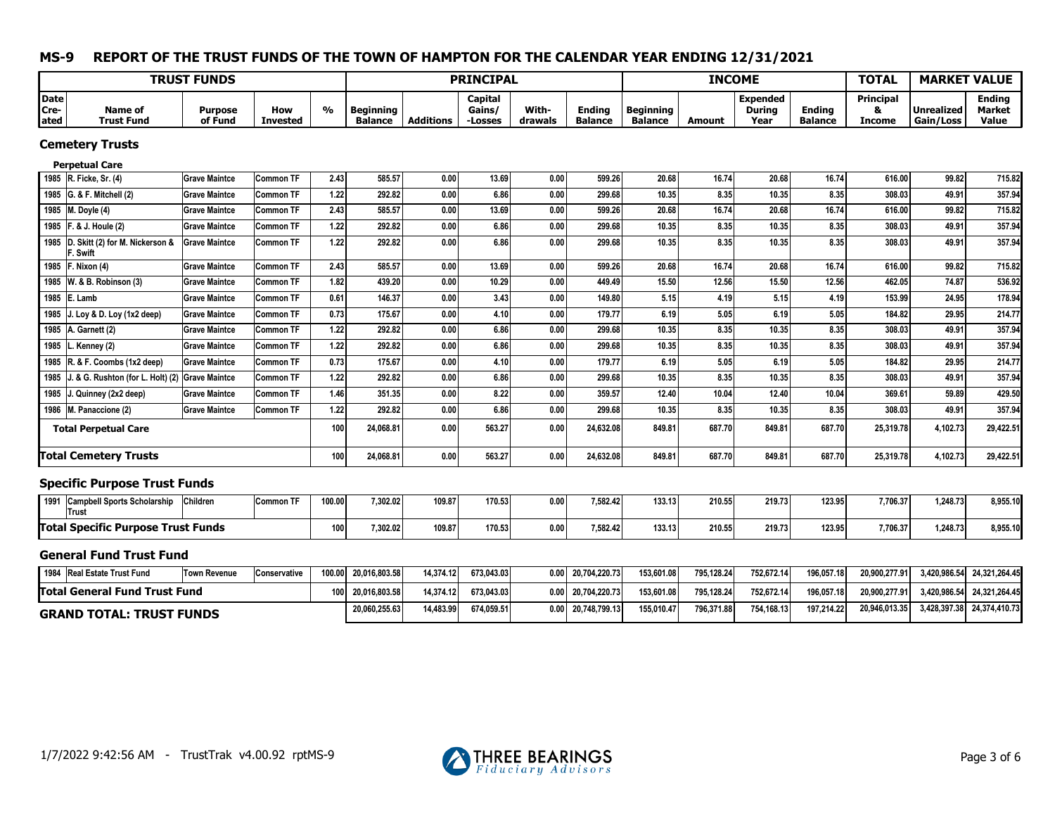## MS-9 REPORT OF THE TRUST FUNDS OF THE TOWN OF HAMPTON FOR THE CALENDAR YEAR ENDING 12/31/2021

| TRUST FUNDS | | | | | PRINCIPAL | | | | | INCOME | | | | TOTAL | MARKET VALUE | |
|---|---|---|---|---|---|---|---|---|---|---|---|---|---|---|---|---|
| Date Cre-ated | Name of Trust Fund | Purpose of Fund | How Invested | % | Beginning Balance | Additions | Capital Gains/ -Losses | With-drawals | Ending Balance | Beginning Balance | Amount | Expended During Year | Ending Balance | Principal & Income | Unrealized Gain/Loss | Ending Market Value |
| **Cemetery Trusts** | | | | | | | | | | | | | | | | |
| **Perpetual Care** | | | | | | | | | | | | | | | | |
| 1985 | R. Ficke, Sr. (4) | Grave Maintce | Common TF | 2.43 | 585.57 | 0.00 | 13.69 | 0.00 | 599.26 | 20.68 | 16.74 | 20.68 | 16.74 | 616.00 | 99.82 | 715.82 |
| 1985 | G. & F. Mitchell (2) | Grave Maintce | Common TF | 1.22 | 292.82 | 0.00 | 6.86 | 0.00 | 299.68 | 10.35 | 8.35 | 10.35 | 8.35 | 308.03 | 49.91 | 357.94 |
| 1985 | M. Doyle (4) | Grave Maintce | Common TF | 2.43 | 585.57 | 0.00 | 13.69 | 0.00 | 599.26 | 20.68 | 16.74 | 20.68 | 16.74 | 616.00 | 99.82 | 715.82 |
| 1985 | F. & J. Houle (2) | Grave Maintce | Common TF | 1.22 | 292.82 | 0.00 | 6.86 | 0.00 | 299.68 | 10.35 | 8.35 | 10.35 | 8.35 | 308.03 | 49.91 | 357.94 |
| 1985 | D. Skitt (2) for M. Nickerson & F. Swift | Grave Maintce | Common TF | 1.22 | 292.82 | 0.00 | 6.86 | 0.00 | 299.68 | 10.35 | 8.35 | 10.35 | 8.35 | 308.03 | 49.91 | 357.94 |
| 1985 | F. Nixon (4) | Grave Maintce | Common TF | 2.43 | 585.57 | 0.00 | 13.69 | 0.00 | 599.26 | 20.68 | 16.74 | 20.68 | 16.74 | 616.00 | 99.82 | 715.82 |
| 1985 | W. & B. Robinson (3) | Grave Maintce | Common TF | 1.82 | 439.20 | 0.00 | 10.29 | 0.00 | 449.49 | 15.50 | 12.56 | 15.50 | 12.56 | 462.05 | 74.87 | 536.92 |
| 1985 | E. Lamb | Grave Maintce | Common TF | 0.61 | 146.37 | 0.00 | 3.43 | 0.00 | 149.80 | 5.15 | 4.19 | 5.15 | 4.19 | 153.99 | 24.95 | 178.94 |
| 1985 | J. Loy & D. Loy (1x2 deep) | Grave Maintce | Common TF | 0.73 | 175.67 | 0.00 | 4.10 | 0.00 | 179.77 | 6.19 | 5.05 | 6.19 | 5.05 | 184.82 | 29.95 | 214.77 |
| 1985 | A. Garnett (2) | Grave Maintce | Common TF | 1.22 | 292.82 | 0.00 | 6.86 | 0.00 | 299.68 | 10.35 | 8.35 | 10.35 | 8.35 | 308.03 | 49.91 | 357.94 |
| 1985 | L. Kenney (2) | Grave Maintce | Common TF | 1.22 | 292.82 | 0.00 | 6.86 | 0.00 | 299.68 | 10.35 | 8.35 | 10.35 | 8.35 | 308.03 | 49.91 | 357.94 |
| 1985 | R. & F. Coombs (1x2 deep) | Grave Maintce | Common TF | 0.73 | 175.67 | 0.00 | 4.10 | 0.00 | 179.77 | 6.19 | 5.05 | 6.19 | 5.05 | 184.82 | 29.95 | 214.77 |
| 1985 | J. & G. Rushton (for L. Holt) (2) | Grave Maintce | Common TF | 1.22 | 292.82 | 0.00 | 6.86 | 0.00 | 299.68 | 10.35 | 8.35 | 10.35 | 8.35 | 308.03 | 49.91 | 357.94 |
| 1985 | J. Quinney (2x2 deep) | Grave Maintce | Common TF | 1.46 | 351.35 | 0.00 | 8.22 | 0.00 | 359.57 | 12.40 | 10.04 | 12.40 | 10.04 | 369.61 | 59.89 | 429.50 |
| 1986 | M. Panaccione (2) | Grave Maintce | Common TF | 1.22 | 292.82 | 0.00 | 6.86 | 0.00 | 299.68 | 10.35 | 8.35 | 10.35 | 8.35 | 308.03 | 49.91 | 357.94 |
| **Total Perpetual Care** | | | | 100 | 24,068.81 | 0.00 | 563.27 | 0.00 | 24,632.08 | 849.81 | 687.70 | 849.81 | 687.70 | 25,319.78 | 4,102.73 | 29,422.51 |
| **Total Cemetery Trusts** | | | | 100 | 24,068.81 | 0.00 | 563.27 | 0.00 | 24,632.08 | 849.81 | 687.70 | 849.81 | 687.70 | 25,319.78 | 4,102.73 | 29,422.51 |
| **Specific Purpose Trust Funds** | | | | | | | | | | | | | | | | |
| 1991 | Campbell Sports Scholarship Trust | Children | Common TF | 100.00 | 7,302.02 | 109.87 | 170.53 | 0.00 | 7,582.42 | 133.13 | 210.55 | 219.73 | 123.95 | 7,706.37 | 1,248.73 | 8,955.10 |
| **Total Specific Purpose Trust Funds** | | | | 100 | 7,302.02 | 109.87 | 170.53 | 0.00 | 7,582.42 | 133.13 | 210.55 | 219.73 | 123.95 | 7,706.37 | 1,248.73 | 8,955.10 |
| **General Fund Trust Fund** | | | | | | | | | | | | | | | | |
| 1984 | Real Estate Trust Fund | Town Revenue | Conservative | 100.00 | 20,016,803.58 | 14,374.12 | 673,043.03 | 0.00 | 20,704,220.73 | 153,601.08 | 795,128.24 | 752,672.14 | 196,057.18 | 20,900,277.91 | 3,420,986.54 | 24,321,264.45 |
| **Total General Fund Trust Fund** | | | | 100 | 20,016,803.58 | 14,374.12 | 673,043.03 | 0.00 | 20,704,220.73 | 153,601.08 | 795,128.24 | 752,672.14 | 196,057.18 | 20,900,277.91 | 3,420,986.54 | 24,321,264.45 |
| **GRAND TOTAL: TRUST FUNDS** | | | | | 20,060,255.63 | 14,483.99 | 674,059.51 | 0.00 | 20,748,799.13 | 155,010.47 | 796,371.88 | 754,168.13 | 197,214.22 | 20,946,013.35 | 3,428,397.38 | 24,374,410.73 |

1/7/2022 9:42:56 AM - TrustTrak v4.00.92 rptMS-9

THREE BEARINGS Fiduciary Advisors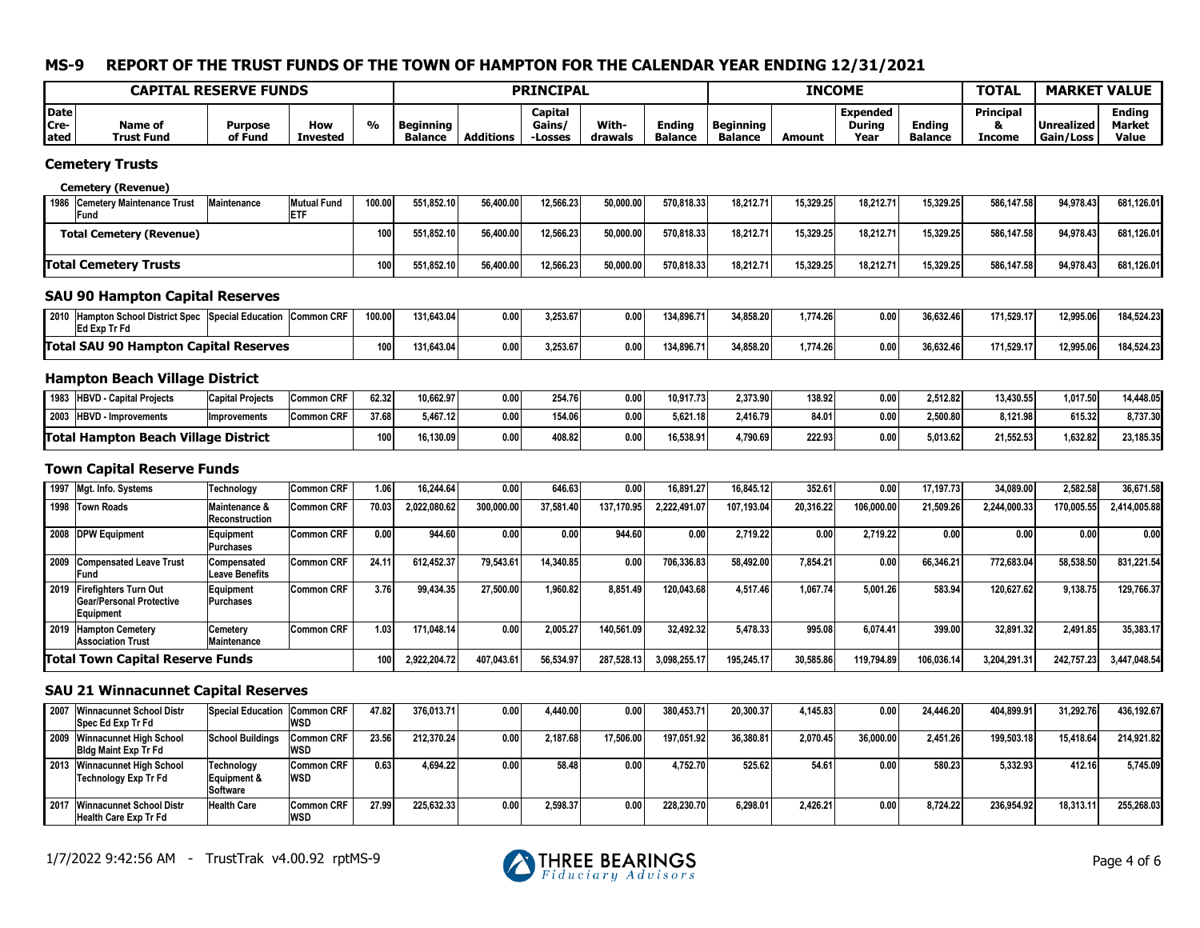## MS-9 REPORT OF THE TRUST FUNDS OF THE TOWN OF HAMPTON FOR THE CALENDAR YEAR ENDING 12/31/2021

| CAPITAL RESERVE FUNDS | | | | | PRINCIPAL | | | | | INCOME | | | | TOTAL | MARKET VALUE | |
|---|---|---|---|---|---|---|---|---|---|---|---|---|---|---|---|---|
| Date Cre-ated | Name of Trust Fund | Purpose of Fund | How Invested | % | Beginning Balance | Additions | Capital Gains/ -Losses | With-drawals | Ending Balance | Beginning Balance | Amount | Expended During Year | Ending Balance | Principal & Income | Unrealized Gain/Loss | Ending Market Value |
| **Cemetery Trusts** | | | | | | | | | | | | | | | | |
| **Cemetery (Revenue)** | | | | | | | | | | | | | | | | |
| 1986 | Cemetery Maintenance Trust Fund | Maintenance | Mutual Fund ETF | 100.00 | 551,852.10 | 56,400.00 | 12,566.23 | 50,000.00 | 570,818.33 | 18,212.71 | 15,329.25 | 18,212.71 | 15,329.25 | 586,147.58 | 94,978.43 | 681,126.01 |
| **Total Cemetery (Revenue)** | | | | 100 | 551,852.10 | 56,400.00 | 12,566.23 | 50,000.00 | 570,818.33 | 18,212.71 | 15,329.25 | 18,212.71 | 15,329.25 | 586,147.58 | 94,978.43 | 681,126.01 |
| **Total Cemetery Trusts** | | | | 100 | 551,852.10 | 56,400.00 | 12,566.23 | 50,000.00 | 570,818.33 | 18,212.71 | 15,329.25 | 18,212.71 | 15,329.25 | 586,147.58 | 94,978.43 | 681,126.01 |
| **SAU 90 Hampton Capital Reserves** | | | | | | | | | | | | | | | | |
| 2010 | Hampton School District Spec Ed Exp Tr Fd | Special Education | Common CRF | 100.00 | 131,643.04 | 0.00 | 3,253.67 | 0.00 | 134,896.71 | 34,858.20 | 1,774.26 | 0.00 | 36,632.46 | 171,529.17 | 12,995.06 | 184,524.23 |
| **Total SAU 90 Hampton Capital Reserves** | | | | 100 | 131,643.04 | 0.00 | 3,253.67 | 0.00 | 134,896.71 | 34,858.20 | 1,774.26 | 0.00 | 36,632.46 | 171,529.17 | 12,995.06 | 184,524.23 |
| **Hampton Beach Village District** | | | | | | | | | | | | | | | | |
| 1983 | HBVD - Capital Projects | Capital Projects | Common CRF | 62.32 | 10,662.97 | 0.00 | 254.76 | 0.00 | 10,917.73 | 2,373.90 | 138.92 | 0.00 | 2,512.82 | 13,430.55 | 1,017.50 | 14,448.05 |
| 2003 | HBVD - Improvements | Improvements | Common CRF | 37.68 | 5,467.12 | 0.00 | 154.06 | 0.00 | 5,621.18 | 2,416.79 | 84.01 | 0.00 | 2,500.80 | 8,121.98 | 615.32 | 8,737.30 |
| **Total Hampton Beach Village District** | | | | 100 | 16,130.09 | 0.00 | 408.82 | 0.00 | 16,538.91 | 4,790.69 | 222.93 | 0.00 | 5,013.62 | 21,552.53 | 1,632.82 | 23,185.35 |
| **Town Capital Reserve Funds** | | | | | | | | | | | | | | | | |
| 1997 | Mgt. Info. Systems | Technology | Common CRF | 1.06 | 16,244.64 | 0.00 | 646.63 | 0.00 | 16,891.27 | 16,845.12 | 352.61 | 0.00 | 17,197.73 | 34,089.00 | 2,582.58 | 36,671.58 |
| 1998 | Town Roads | Maintenance & Reconstruction | Common CRF | 70.03 | 2,022,080.62 | 300,000.00 | 37,581.40 | 137,170.95 | 2,222,491.07 | 107,193.04 | 20,316.22 | 106,000.00 | 21,509.26 | 2,244,000.33 | 170,005.55 | 2,414,005.88 |
| 2008 | DPW Equipment | Equipment Purchases | Common CRF | 0.00 | 944.60 | 0.00 | 0.00 | 944.60 | 0.00 | 2,719.22 | 0.00 | 2,719.22 | 0.00 | 0.00 | 0.00 | 0.00 |
| 2009 | Compensated Leave Trust Fund | Compensated Leave Benefits | Common CRF | 24.11 | 612,452.37 | 79,543.61 | 14,340.85 | 0.00 | 706,336.83 | 58,492.00 | 7,854.21 | 0.00 | 66,346.21 | 772,683.04 | 58,538.50 | 831,221.54 |
| 2019 | Firefighters Turn Out Gear/Personal Protective Equipment | Equipment Purchases | Common CRF | 3.76 | 99,434.35 | 27,500.00 | 1,960.82 | 8,851.49 | 120,043.68 | 4,517.46 | 1,067.74 | 5,001.26 | 583.94 | 120,627.62 | 9,138.75 | 129,766.37 |
| 2019 | Hampton Cemetery Association Trust | Cemetery Maintenance | Common CRF | 1.03 | 171,048.14 | 0.00 | 2,005.27 | 140,561.09 | 32,492.32 | 5,478.33 | 995.08 | 6,074.41 | 399.00 | 32,891.32 | 2,491.85 | 35,383.17 |
| **Total Town Capital Reserve Funds** | | | | 100 | 2,922,204.72 | 407,043.61 | 56,534.97 | 287,528.13 | 3,098,255.17 | 195,245.17 | 30,585.86 | 119,794.89 | 106,036.14 | 3,204,291.31 | 242,757.23 | 3,447,048.54 |
| **SAU 21 Winnacunnet Capital Reserves** | | | | | | | | | | | | | | | | |
| 2007 | Winnacunnet School Distr Spec Ed Exp Tr Fd | Special Education | Common CRF WSD | 47.82 | 376,013.71 | 0.00 | 4,440.00 | 0.00 | 380,453.71 | 20,300.37 | 4,145.83 | 0.00 | 24,446.20 | 404,899.91 | 31,292.76 | 436,192.67 |
| 2009 | Winnacunnet High School Bldg Maint Exp Tr Fd | School Buildings | Common CRF WSD | 23.56 | 212,370.24 | 0.00 | 2,187.68 | 17,506.00 | 197,051.92 | 36,380.81 | 2,070.45 | 36,000.00 | 2,451.26 | 199,503.18 | 15,418.64 | 214,921.82 |
| 2013 | Winnacunnet High School Technology Exp Tr Fd | Technology Equipment & Software | Common CRF WSD | 0.63 | 4,694.22 | 0.00 | 58.48 | 0.00 | 4,752.70 | 525.62 | 54.61 | 0.00 | 580.23 | 5,332.93 | 412.16 | 5,745.09 |
| 2017 | Winnacunnet School Distr Health Care Exp Tr Fd | Health Care | Common CRF WSD | 27.99 | 225,632.33 | 0.00 | 2,598.37 | 0.00 | 228,230.70 | 6,298.01 | 2,426.21 | 0.00 | 8,724.22 | 236,954.92 | 18,313.11 | 255,268.03 |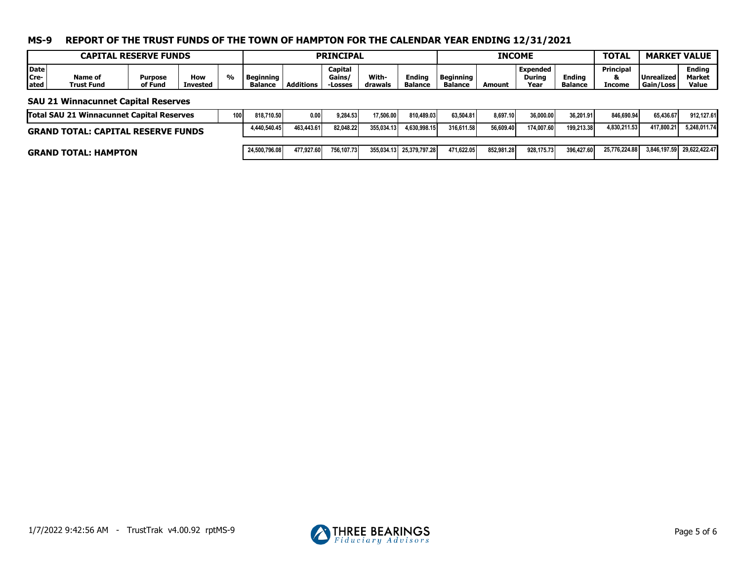## MS-9 REPORT OF THE TRUST FUNDS OF THE TOWN OF HAMPTON FOR THE CALENDAR YEAR ENDING 12/31/2021

| CAPITAL RESERVE FUNDS | | | | | PRINCIPAL | | | | | INCOME | | | | TOTAL | MARKET VALUE | |
|---|---|---|---|---|---|---|---|---|---|---|---|---|---|---|---|---|
| Date Cre-ated | Name of Trust Fund | Purpose of Fund | How Invested | % | Beginning Balance | Additions | Capital Gains/ -Losses | With-drawals | Ending Balance | Beginning Balance | Amount | Expended During Year | Ending Balance | Principal & Income | Unrealized Gain/Loss | Ending Market Value |
| **SAU 21 Winnacunnet Capital Reserves** | | | | | | | | | | | | | | | | |
| **Total SAU 21 Winnacunnet Capital Reserves** | | | | 100 | 818,710.50 | 0.00 | 9,284.53 | 17,506.00 | 810,489.03 | 63,504.81 | 8,697.10 | 36,000.00 | 36,201.91 | 846,690.94 | 65,436.67 | 912,127.61 |
| **GRAND TOTAL: CAPITAL RESERVE FUNDS** | | | | | 4,440,540.45 | 463,443.61 | 82,048.22 | 355,034.13 | 4,630,998.15 | 316,611.58 | 56,609.40 | 174,007.60 | 199,213.38 | 4,830,211.53 | 417,800.21 | 5,248,011.74 |
| **GRAND TOTAL: HAMPTON** | | | | | 24,500,796.08 | 477,927.60 | 756,107.73 | 355,034.13 | 25,379,797.28 | 471,622.05 | 852,981.28 | 928,175.73 | 396,427.60 | 25,776,224.88 | 3,846,197.59 | 29,622,422.47 |

1/7/2022 9:42:56 AM - TrustTrak v4.00.92 rptMS-9

THREE BEARINGS *Fiduciary Advisors*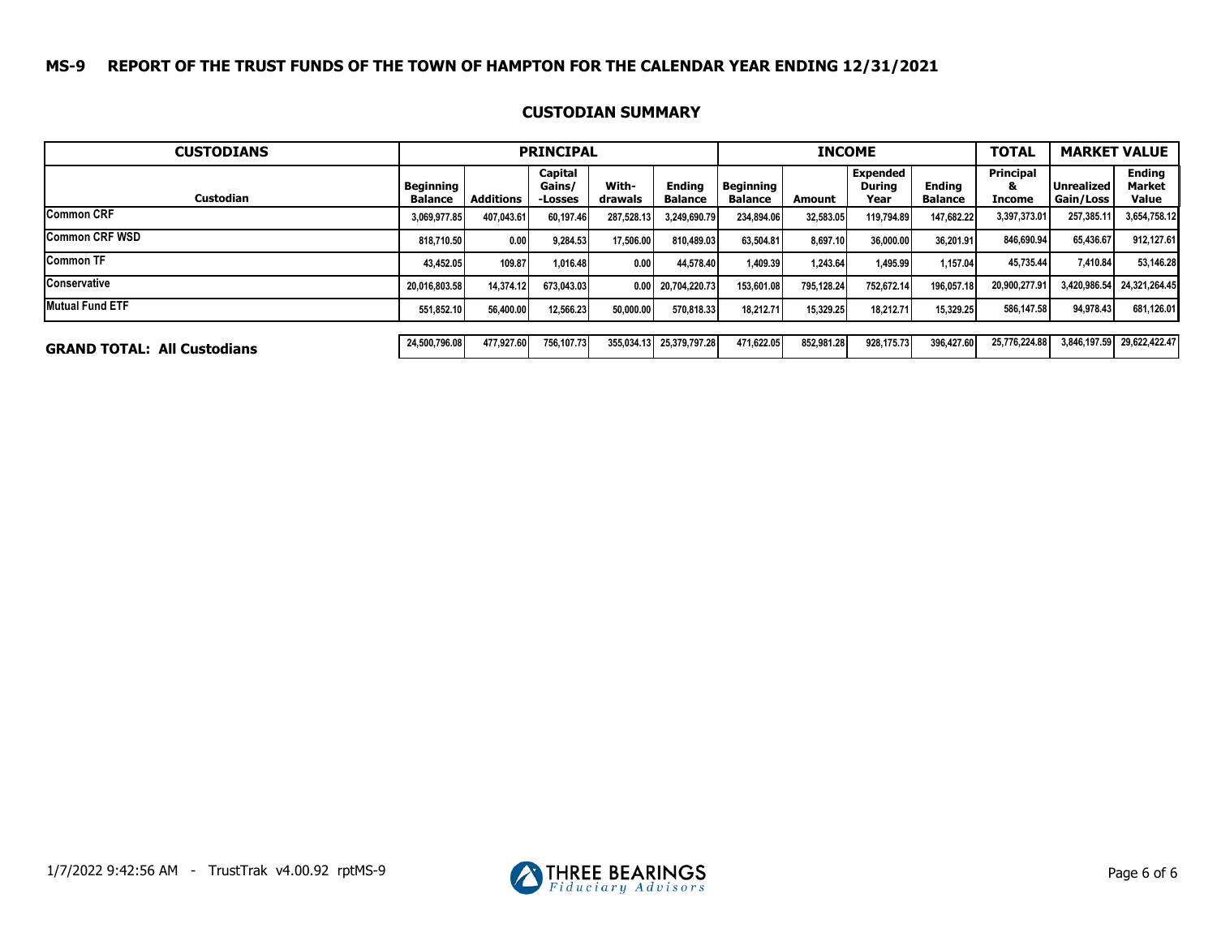## MS-9 REPORT OF THE TRUST FUNDS OF THE TOWN OF HAMPTON FOR THE CALENDAR YEAR ENDING 12/31/2021

### CUSTODIAN SUMMARY

| CUSTODIANS | PRINCIPAL | | | | | INCOME | | | | TOTAL | MARKET VALUE | |
|---|---|---|---|---|---|---|---|---|---|---|---|---|
| Custodian | Beginning Balance | Additions | Capital Gains/ -Losses | With-drawals | Ending Balance | Beginning Balance | Amount | Expended During Year | Ending Balance | Principal & Income | Unrealized Gain/Loss | Ending Market Value |
| Common CRF | 3,069,977.85 | 407,043.61 | 60,197.46 | 287,528.13 | 3,249,690.79 | 234,894.06 | 32,583.05 | 119,794.89 | 147,682.22 | 3,397,373.01 | 257,385.11 | 3,654,758.12 |
| Common CRF WSD | 818,710.50 | 0.00 | 9,284.53 | 17,506.00 | 810,489.03 | 63,504.81 | 8,697.10 | 36,000.00 | 36,201.91 | 846,690.94 | 65,436.67 | 912,127.61 |
| Common TF | 43,452.05 | 109.87 | 1,016.48 | 0.00 | 44,578.40 | 1,409.39 | 1,243.64 | 1,495.99 | 1,157.04 | 45,735.44 | 7,410.84 | 53,146.28 |
| Conservative | 20,016,803.58 | 14,374.12 | 673,043.03 | 0.00 | 20,704,220.73 | 153,601.08 | 795,128.24 | 752,672.14 | 196,057.18 | 20,900,277.91 | 3,420,986.54 | 24,321,264.45 |
| Mutual Fund ETF | 551,852.10 | 56,400.00 | 12,566.23 | 50,000.00 | 570,818.33 | 18,212.71 | 15,329.25 | 18,212.71 | 15,329.25 | 586,147.58 | 94,978.43 | 681,126.01 |
| **GRAND TOTAL: All Custodians** | 24,500,796.08 | 477,927.60 | 756,107.73 | 355,034.13 | 25,379,797.28 | 471,622.05 | 852,981.28 | 928,175.73 | 396,427.60 | 25,776,224.88 | 3,846,197.59 | 29,622,422.47 |

1/7/2022 9:42:56 AM - TrustTrak v4.00.92 rptMS-9

THREE BEARINGS Fiduciary Advisors